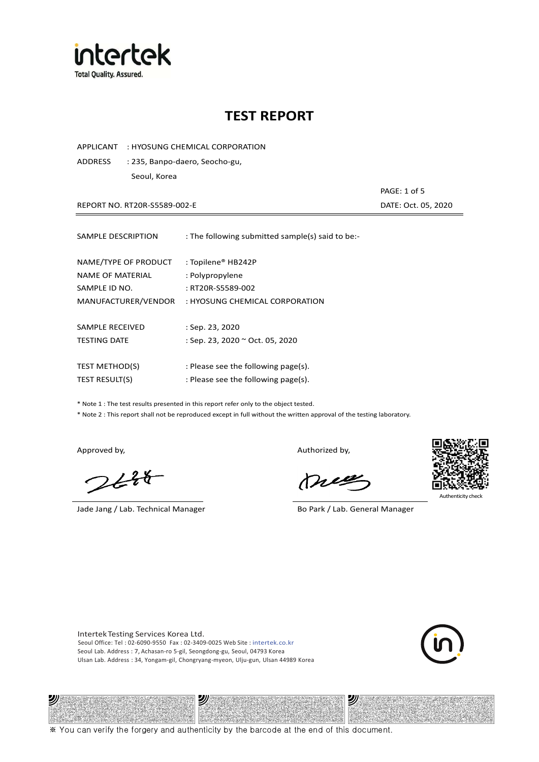intertek
Total Quality. Assured.

# TEST REPORT

APPLICANT : HYOSUNG CHEMICAL CORPORATION

ADDRESS : 235, Banpo-daero, Seocho-gu, Seoul, Korea

REPORT NO. RT20R-S5589-002-E

DATE: Oct. 05, 2020

| | |
|---|---|
| SAMPLE DESCRIPTION | : The following submitted sample(s) said to be:- |
| NAME/TYPE OF PRODUCT | : Topilene® HB242P |
| NAME OF MATERIAL | : Polypropylene |
| SAMPLE ID NO. | : RT20R-S5589-002 |
| MANUFACTURER/VENDOR | : HYOSUNG CHEMICAL CORPORATION |
| SAMPLE RECEIVED | : Sep. 23, 2020 |
| TESTING DATE | : Sep. 23, 2020 ~ Oct. 05, 2020 |
| TEST METHOD(S) | : Please see the following page(s). |
| TEST RESULT(S) | : Please see the following page(s). |

* Note 1 : The test results presented in this report refer only to the object tested.
* Note 2 : This report shall not be reproduced except in full without the written approval of the testing laboratory.

Approved by,

Jade Jang / Lab. Technical Manager

Authorized by,

Bo Park / Lab. General Manager

Authenticity check

Intertek Testing Services Korea Ltd.
Seoul Office: Tel : 02-6090-9550 Fax : 02-3409-0025 Web Site : intertek.co.kr
Seoul Lab. Address : 7, Achasan-ro 5-gil, Seongdong-gu, Seoul, 04793 Korea
Ulsan Lab. Address : 34, Yongam-gil, Chongryang-myeon, Ulju-gun, Ulsan 44989 Korea

※ You can verify the forgery and authenticity by the barcode at the end of this document.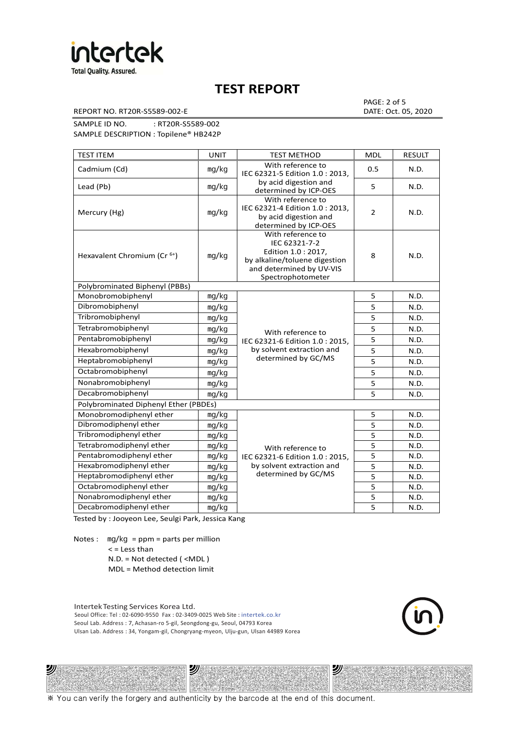# TEST REPORT

REPORT NO. RT20R-S5589-002-E

PAGE: 2 of 5
DATE: Oct. 05, 2020

SAMPLE ID NO. : RT20R-S5589-002
SAMPLE DESCRIPTION : Topilene® HB242P

| TEST ITEM | UNIT | TEST METHOD | MDL | RESULT |
|---|---|---|---|---|
| Cadmium (Cd) | mg/kg | With reference to IEC 62321-5 Edition 1.0 : 2013, by acid digestion and determined by ICP-OES | 0.5 | N.D. |
| Lead (Pb) | mg/kg | | 5 | N.D. |
| Mercury (Hg) | mg/kg | With reference to IEC 62321-4 Edition 1.0 : 2013, by acid digestion and determined by ICP-OES | 2 | N.D. |
| Hexavalent Chromium ($Cr^{6+}$) | mg/kg | With reference to IEC 62321-7-2 Edition 1.0 : 2017, by alkaline/toluene digestion and determined by UV-VIS Spectrophotometer | 8 | N.D. |
| Polybrominated Biphenyl (PBBs) | | | | |
| Monobromobiphenyl | mg/kg | With reference to IEC 62321-6 Edition 1.0 : 2015, by solvent extraction and determined by GC/MS | 5 | N.D. |
| Dibromobiphenyl | mg/kg | | 5 | N.D. |
| Tribromobiphenyl | mg/kg | | 5 | N.D. |
| Tetrabromobiphenyl | mg/kg | | 5 | N.D. |
| Pentabromobiphenyl | mg/kg | | 5 | N.D. |
| Hexabromobiphenyl | mg/kg | | 5 | N.D. |
| Heptabromobiphenyl | mg/kg | | 5 | N.D. |
| Octabromobiphenyl | mg/kg | | 5 | N.D. |
| Nonabromobiphenyl | mg/kg | | 5 | N.D. |
| Decabromobiphenyl | mg/kg | | 5 | N.D. |
| Polybrominated Diphenyl Ether (PBDEs) | | | | |
| Monobromodiphenyl ether | mg/kg | With reference to IEC 62321-6 Edition 1.0 : 2015, by solvent extraction and determined by GC/MS | 5 | N.D. |
| Dibromodiphenyl ether | mg/kg | | 5 | N.D. |
| Tribromodiphenyl ether | mg/kg | | 5 | N.D. |
| Tetrabromodiphenyl ether | mg/kg | | 5 | N.D. |
| Pentabromodiphenyl ether | mg/kg | | 5 | N.D. |
| Hexabromodiphenyl ether | mg/kg | | 5 | N.D. |
| Heptabromodiphenyl ether | mg/kg | | 5 | N.D. |
| Octabromodiphenyl ether | mg/kg | | 5 | N.D. |
| Nonabromodiphenyl ether | mg/kg | | 5 | N.D. |
| Decabromodiphenyl ether | mg/kg | | 5 | N.D. |

Tested by : Jooyeon Lee, Seulgi Park, Jessica Kang

Notes : mg/kg = ppm = parts per million
< = Less than
N.D. = Not detected ( <MDL )
MDL = Method detection limit

Intertek Testing Services Korea Ltd.
Seoul Office: Tel : 02-6090-9550 Fax : 02-3409-0025 Web Site : intertek.co.kr
Seoul Lab. Address : 7, Achasan-ro 5-gil, Seongdong-gu, Seoul, 04793 Korea
Ulsan Lab. Address : 34, Yongam-gil, Chongryang-myeon, Ulju-gun, Ulsan 44989 Korea

※ You can verify the forgery and authenticity by the barcode at the end of this document.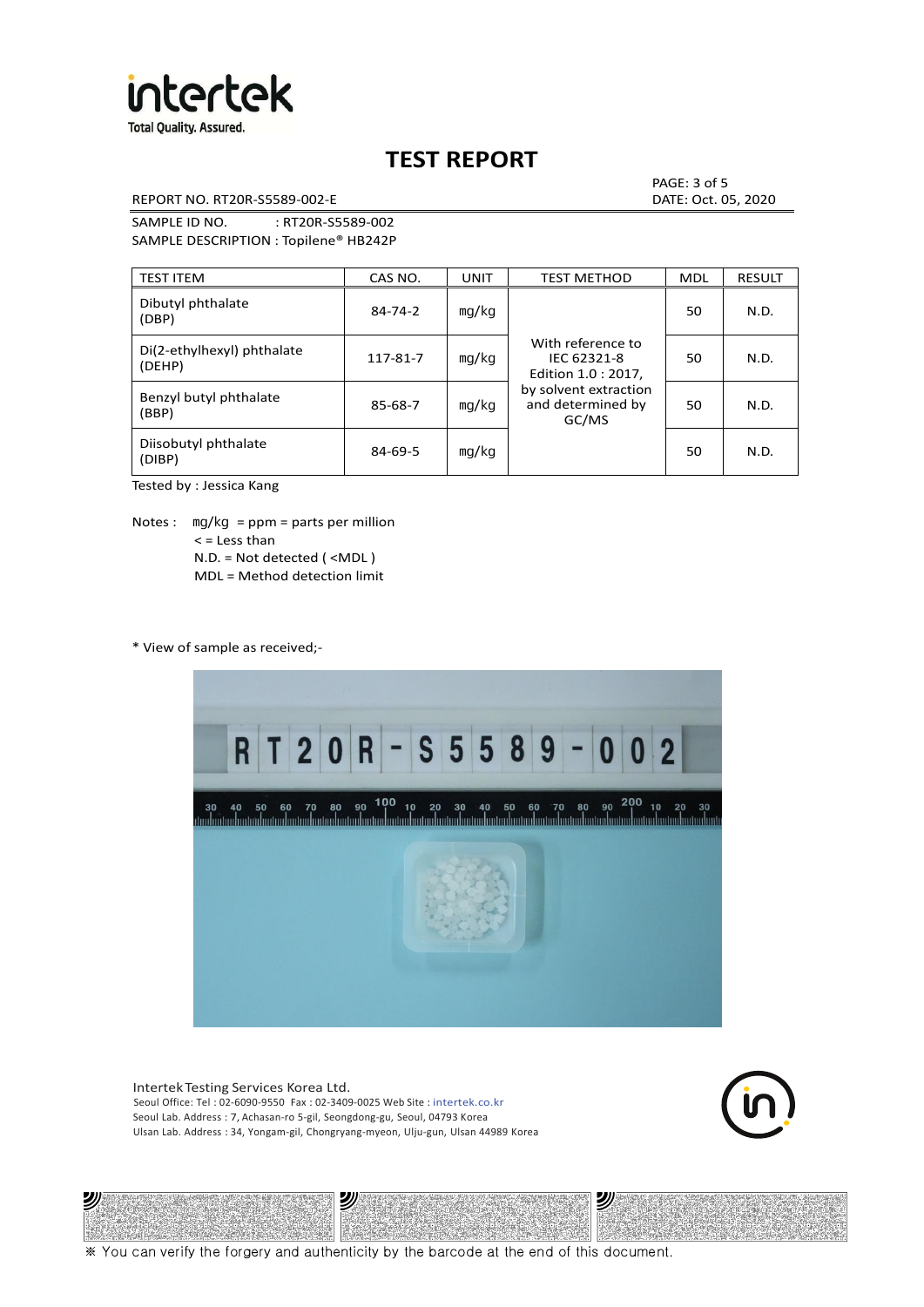# TEST REPORT

REPORT NO. RT20R-S5589-002-E

DATE: Oct. 05, 2020

SAMPLE ID NO. : RT20R-S5589-002

SAMPLE DESCRIPTION : Topilene® HB242P

| TEST ITEM | CAS NO. | UNIT | TEST METHOD | MDL | RESULT |
|---|---|---|---|---|---|
| Dibutyl phthalate (DBP) | 84-74-2 | mg/kg | With reference to IEC 62321-8 Edition 1.0 : 2017, by solvent extraction and determined by GC/MS | 50 | N.D. |
| Di(2-ethylhexyl) phthalate (DEHP) | 117-81-7 | mg/kg | | 50 | N.D. |
| Benzyl butyl phthalate (BBP) | 85-68-7 | mg/kg | | 50 | N.D. |
| Diisobutyl phthalate (DIBP) | 84-69-5 | mg/kg | | 50 | N.D. |

Tested by : Jessica Kang

Notes : mg/kg = ppm = parts per million
< = Less than
N.D. = Not detected ( <MDL )
MDL = Method detection limit

* View of sample as received;-

Intertek Testing Services Korea Ltd.
Seoul Office: Tel : 02-6090-9550 Fax : 02-3409-0025 Web Site : intertek.co.kr
Seoul Lab. Address : 7, Achasan-ro 5-gil, Seongdong-gu, Seoul, 04793 Korea
Ulsan Lab. Address : 34, Yongam-gil, Chongryang-myeon, Ulju-gun, Ulsan 44989 Korea

※ You can verify the forgery and authenticity by the barcode at the end of this document.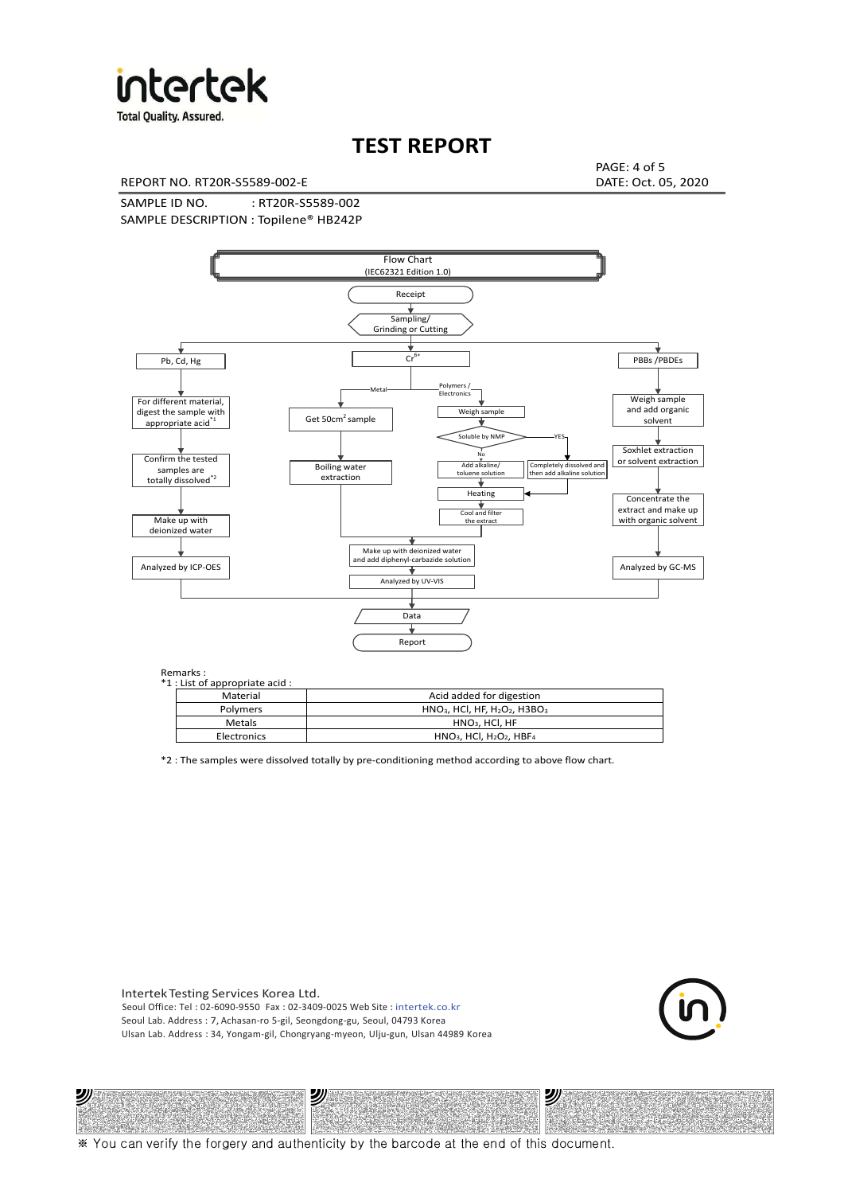# TEST REPORT

REPORT NO. RT20R-S5589-002-E

DATE: Oct. 05, 2020

SAMPLE ID NO. : RT20R-S5589-002

SAMPLE DESCRIPTION : Topilene® HB242P

Flow Chart
(IEC62321 Edition 1.0)

Receipt

Sampling/
Grinding or Cutting

**Pb, Cd, Hg**
- For different material, digest the sample with appropriate acid*1
- Confirm the tested samples are totally dissolved*2
- Make up with deionized water
- Analyzed by ICP-OES

**$Cr^{6+}$**
- Metal:
  - Get $50cm^2$ sample
  - Boiling water extraction
- Polymers / Electronics:
  - Weigh sample
  - Soluble by NMP
    - No: Add alkaline/ toluene solution
    - YES: Completely dissolved and then add alkaline solution
  - Heating
  - Cool and filter the extract
- Make up with deionized water and add diphenyl-carbazide solution
- Analyzed by UV-VIS

**PBBs /PBDEs**
- Weigh sample and add organic solvent
- Soxhlet extraction or solvent extraction
- Concentrate the extract and make up with organic solvent
- Analyzed by GC-MS

Data

Report

Remarks :

*1 : List of appropriate acid :

| Material | Acid added for digestion |
| --- | --- |
| Polymers | $HNO_3$, HCl, HF, $H_2O_2$, $H3BO_3$ |
| Metals | $HNO_3$, HCl, HF |
| Electronics | $HNO_3$, HCl, $H_2O_2$, $HBF_4$ |

*2 : The samples were dissolved totally by pre-conditioning method according to above flow chart.

Intertek Testing Services Korea Ltd.
Seoul Office: Tel : 02-6090-9550 Fax : 02-3409-0025 Web Site : intertek.co.kr
Seoul Lab. Address : 7, Achasan-ro 5-gil, Seongdong-gu, Seoul, 04793 Korea
Ulsan Lab. Address : 34, Yongam-gil, Chongryang-myeon, Ulju-gun, Ulsan 44989 Korea

※ You can verify the forgery and authenticity by the barcode at the end of this document.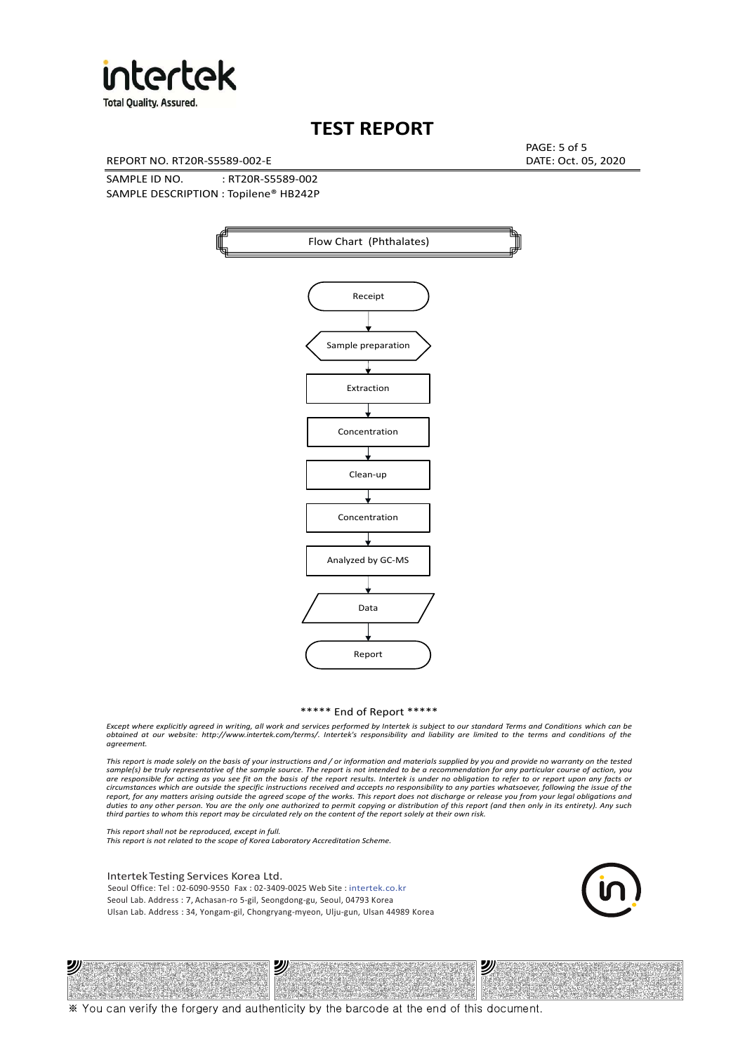# TEST REPORT

REPORT NO. RT20R-S5589-002-E

DATE: Oct. 05, 2020

SAMPLE ID NO. : RT20R-S5589-002

SAMPLE DESCRIPTION : Topilene® HB242P

## Flow Chart (Phthalates)

Receipt

Sample preparation

Extraction

Concentration

Clean-up

Concentration

Analyzed by GC-MS

Data

Report

***** End of Report *****

*Except where explicitly agreed in writing, all work and services performed by Intertek is subject to our standard Terms and Conditions which can be obtained at our website: http://www.intertek.com/terms/. Intertek's responsibility and liability are limited to the terms and conditions of the agreement.*

*This report is made solely on the basis of your instructions and / or information and materials supplied by you and provide no warranty on the tested sample(s) be truly representative of the sample source. The report is not intended to be a recommendation for any particular course of action, you are responsible for acting as you see fit on the basis of the report results. Intertek is under no obligation to refer to or report upon any facts or circumstances which are outside the specific instructions received and accepts no responsibility to any parties whatsoever, following the issue of the report, for any matters arising outside the agreed scope of the works. This report does not discharge or release you from your legal obligations and duties to any other person. You are the only one authorized to permit copying or distribution of this report (and then only in its entirety). Any such third parties to whom this report may be circulated rely on the content of the report solely at their own risk.*

*This report shall not be reproduced, except in full.*
*This report is not related to the scope of Korea Laboratory Accreditation Scheme.*

Intertek Testing Services Korea Ltd.
Seoul Office: Tel : 02-6090-9550 Fax : 02-3409-0025 Web Site : intertek.co.kr
Seoul Lab. Address : 7, Achasan-ro 5-gil, Seongdong-gu, Seoul, 04793 Korea
Ulsan Lab. Address : 34, Yongam-gil, Chongryang-myeon, Ulju-gun, Ulsan 44989 Korea

※ You can verify the forgery and authenticity by the barcode at the end of this document.